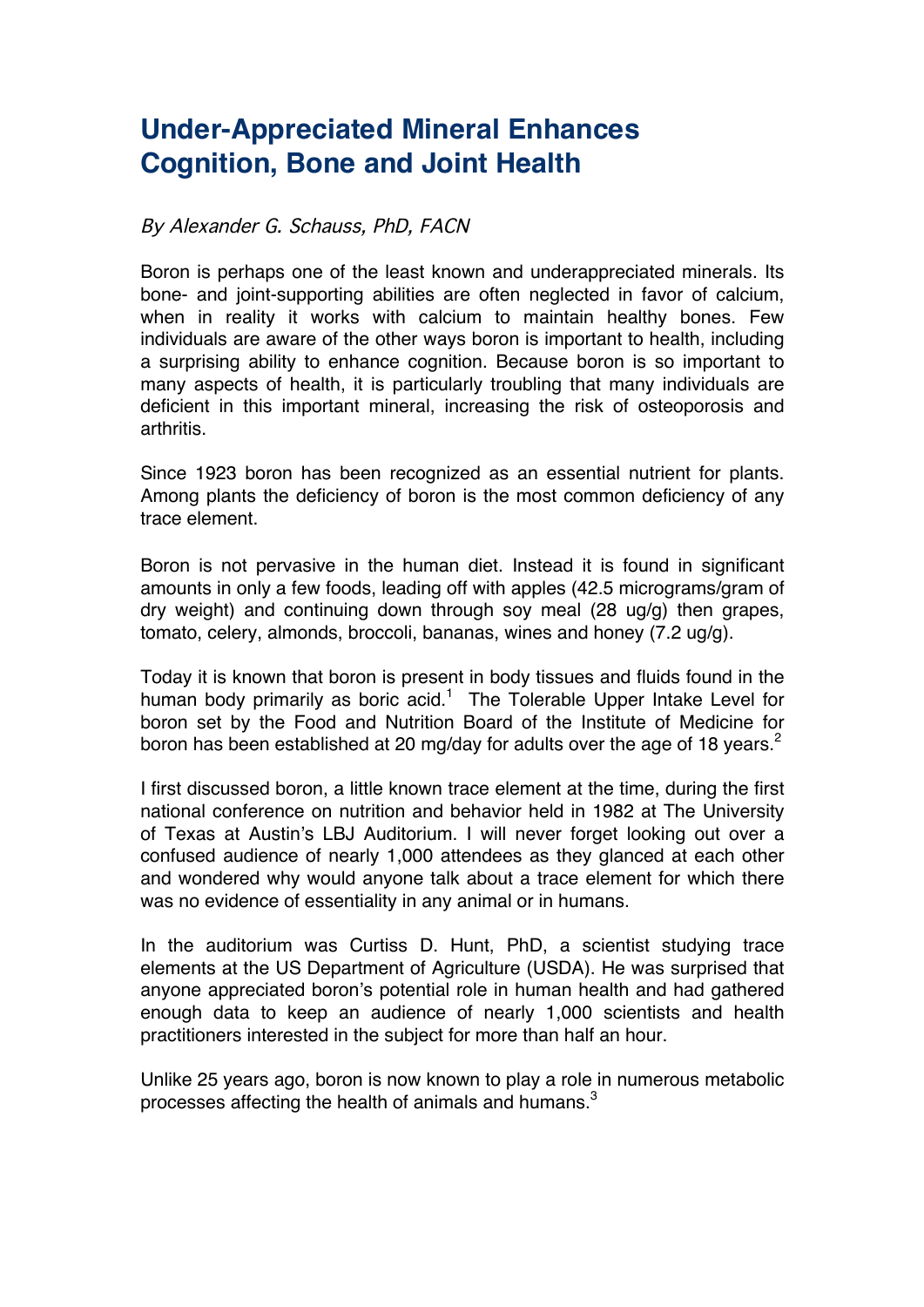# Under-Appreciated Mineral Enhances Cognition, Bone and Joint Health

*By Alexander G. Schauss, PhD, FACN*

Boron is perhaps one of the least known and underappreciated minerals. Its bone- and joint-supporting abilities are often neglected in favor of calcium, when in reality it works with calcium to maintain healthy bones. Few individuals are aware of the other ways boron is important to health, including a surprising ability to enhance cognition. Because boron is so important to many aspects of health, it is particularly troubling that many individuals are deficient in this important mineral, increasing the risk of osteoporosis and arthritis.

Since 1923 boron has been recognized as an essential nutrient for plants. Among plants the deficiency of boron is the most common deficiency of any trace element.

Boron is not pervasive in the human diet. Instead it is found in significant amounts in only a few foods, leading off with apples (42.5 micrograms/gram of dry weight) and continuing down through soy meal (28 ug/g) then grapes, tomato, celery, almonds, broccoli, bananas, wines and honey (7.2 ug/g).

Today it is known that boron is present in body tissues and fluids found in the human body primarily as boric acid.[1] The Tolerable Upper Intake Level for boron set by the Food and Nutrition Board of the Institute of Medicine for boron has been established at 20 mg/day for adults over the age of 18 years.[2]

I first discussed boron, a little known trace element at the time, during the first national conference on nutrition and behavior held in 1982 at The University of Texas at Austin's LBJ Auditorium. I will never forget looking out over a confused audience of nearly 1,000 attendees as they glanced at each other and wondered why would anyone talk about a trace element for which there was no evidence of essentiality in any animal or in humans.

In the auditorium was Curtiss D. Hunt, PhD, a scientist studying trace elements at the US Department of Agriculture (USDA). He was surprised that anyone appreciated boron's potential role in human health and had gathered enough data to keep an audience of nearly 1,000 scientists and health practitioners interested in the subject for more than half an hour.

Unlike 25 years ago, boron is now known to play a role in numerous metabolic processes affecting the health of animals and humans.[3]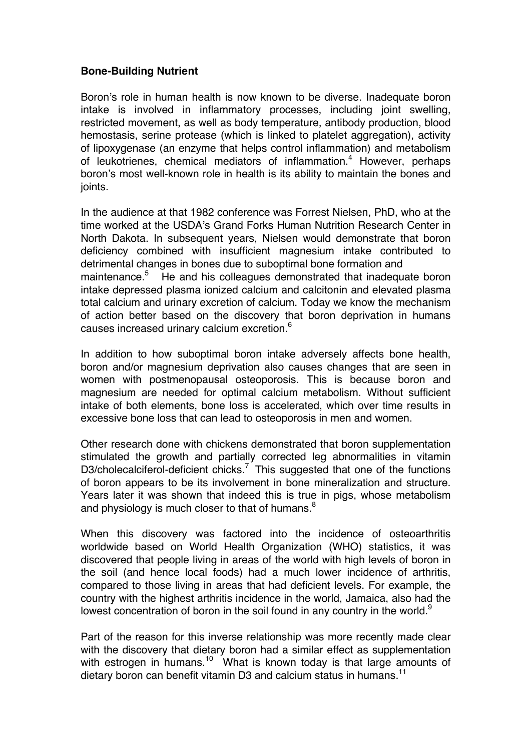**Bone-Building Nutrient**

Boron's role in human health is now known to be diverse. Inadequate boron intake is involved in inflammatory processes, including joint swelling, restricted movement, as well as body temperature, antibody production, blood hemostasis, serine protease (which is linked to platelet aggregation), activity of lipoxygenase (an enzyme that helps control inflammation) and metabolism of leukotrienes, chemical mediators of inflammation.[4] However, perhaps boron's most well-known role in health is its ability to maintain the bones and joints.

In the audience at that 1982 conference was Forrest Nielsen, PhD, who at the time worked at the USDA's Grand Forks Human Nutrition Research Center in North Dakota. In subsequent years, Nielsen would demonstrate that boron deficiency combined with insufficient magnesium intake contributed to detrimental changes in bones due to suboptimal bone formation and maintenance.[5] He and his colleagues demonstrated that inadequate boron intake depressed plasma ionized calcium and calcitonin and elevated plasma total calcium and urinary excretion of calcium. Today we know the mechanism of action better based on the discovery that boron deprivation in humans causes increased urinary calcium excretion.[6]

In addition to how suboptimal boron intake adversely affects bone health, boron and/or magnesium deprivation also causes changes that are seen in women with postmenopausal osteoporosis. This is because boron and magnesium are needed for optimal calcium metabolism. Without sufficient intake of both elements, bone loss is accelerated, which over time results in excessive bone loss that can lead to osteoporosis in men and women.

Other research done with chickens demonstrated that boron supplementation stimulated the growth and partially corrected leg abnormalities in vitamin D3/cholecalciferol-deficient chicks.[7] This suggested that one of the functions of boron appears to be its involvement in bone mineralization and structure. Years later it was shown that indeed this is true in pigs, whose metabolism and physiology is much closer to that of humans.[8]

When this discovery was factored into the incidence of osteoarthritis worldwide based on World Health Organization (WHO) statistics, it was discovered that people living in areas of the world with high levels of boron in the soil (and hence local foods) had a much lower incidence of arthritis, compared to those living in areas that had deficient levels. For example, the country with the highest arthritis incidence in the world, Jamaica, also had the lowest concentration of boron in the soil found in any country in the world.[9]

Part of the reason for this inverse relationship was more recently made clear with the discovery that dietary boron had a similar effect as supplementation with estrogen in humans.[10] What is known today is that large amounts of dietary boron can benefit vitamin D3 and calcium status in humans.[11]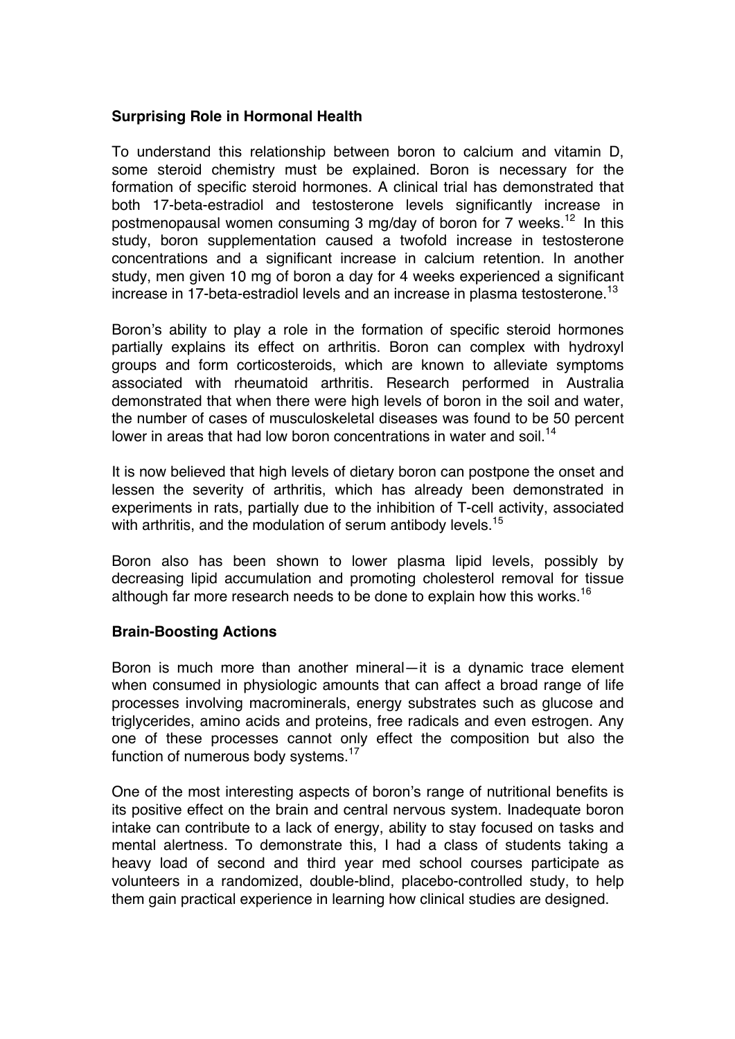**Surprising Role in Hormonal Health**

To understand this relationship between boron to calcium and vitamin D, some steroid chemistry must be explained. Boron is necessary for the formation of specific steroid hormones. A clinical trial has demonstrated that both 17-beta-estradiol and testosterone levels significantly increase in postmenopausal women consuming 3 mg/day of boron for 7 weeks.[12] In this study, boron supplementation caused a twofold increase in testosterone concentrations and a significant increase in calcium retention. In another study, men given 10 mg of boron a day for 4 weeks experienced a significant increase in 17-beta-estradiol levels and an increase in plasma testosterone.[13]

Boron's ability to play a role in the formation of specific steroid hormones partially explains its effect on arthritis. Boron can complex with hydroxyl groups and form corticosteroids, which are known to alleviate symptoms associated with rheumatoid arthritis. Research performed in Australia demonstrated that when there were high levels of boron in the soil and water, the number of cases of musculoskeletal diseases was found to be 50 percent lower in areas that had low boron concentrations in water and soil.[14]

It is now believed that high levels of dietary boron can postpone the onset and lessen the severity of arthritis, which has already been demonstrated in experiments in rats, partially due to the inhibition of T-cell activity, associated with arthritis, and the modulation of serum antibody levels.[15]

Boron also has been shown to lower plasma lipid levels, possibly by decreasing lipid accumulation and promoting cholesterol removal for tissue although far more research needs to be done to explain how this works.[16]

**Brain-Boosting Actions**

Boron is much more than another mineral—it is a dynamic trace element when consumed in physiologic amounts that can affect a broad range of life processes involving macrominerals, energy substrates such as glucose and triglycerides, amino acids and proteins, free radicals and even estrogen. Any one of these processes cannot only effect the composition but also the function of numerous body systems.[17]

One of the most interesting aspects of boron's range of nutritional benefits is its positive effect on the brain and central nervous system. Inadequate boron intake can contribute to a lack of energy, ability to stay focused on tasks and mental alertness. To demonstrate this, I had a class of students taking a heavy load of second and third year med school courses participate as volunteers in a randomized, double-blind, placebo-controlled study, to help them gain practical experience in learning how clinical studies are designed.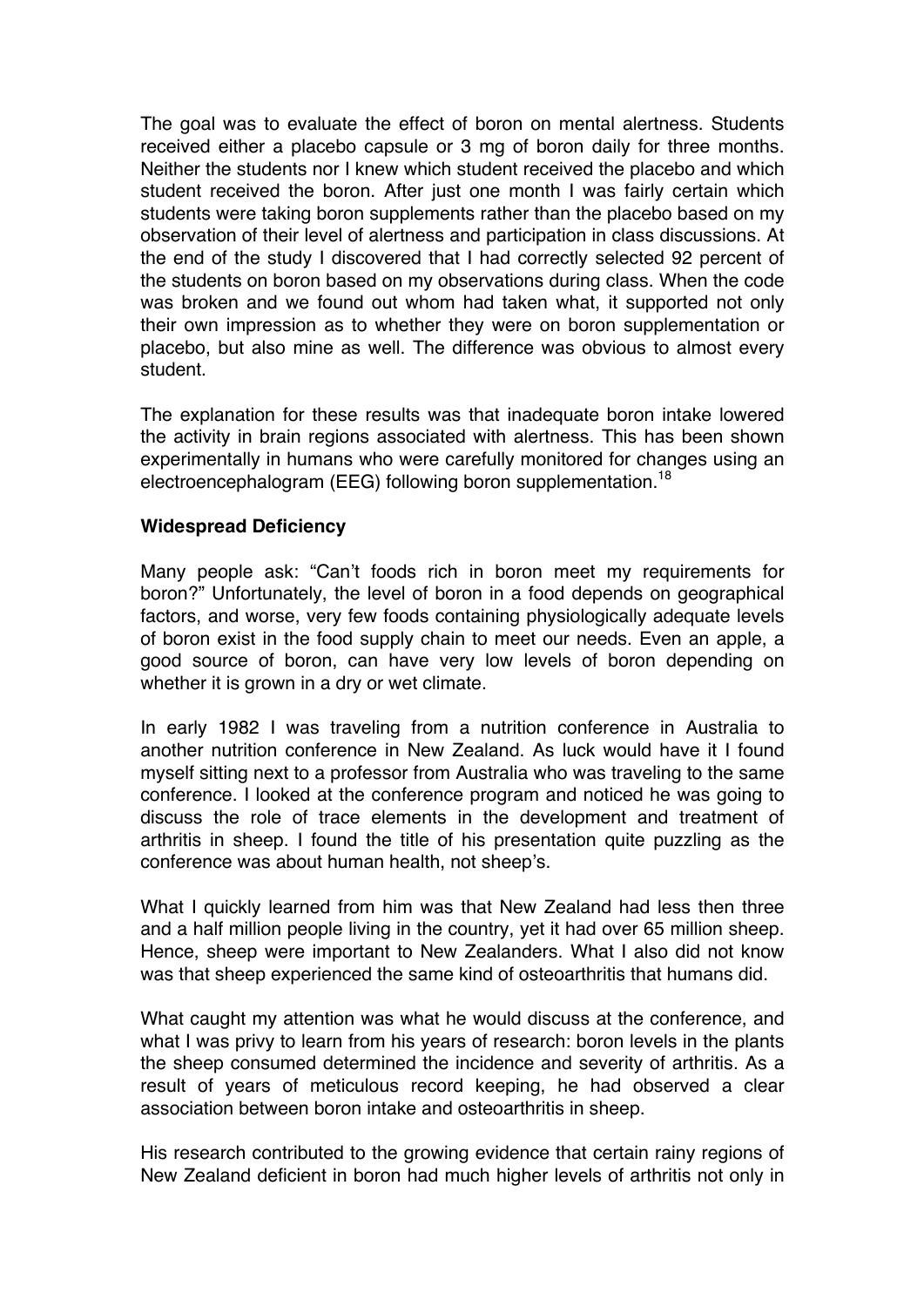The goal was to evaluate the effect of boron on mental alertness. Students received either a placebo capsule or 3 mg of boron daily for three months. Neither the students nor I knew which student received the placebo and which student received the boron. After just one month I was fairly certain which students were taking boron supplements rather than the placebo based on my observation of their level of alertness and participation in class discussions. At the end of the study I discovered that I had correctly selected 92 percent of the students on boron based on my observations during class. When the code was broken and we found out whom had taken what, it supported not only their own impression as to whether they were on boron supplementation or placebo, but also mine as well. The difference was obvious to almost every student.

The explanation for these results was that inadequate boron intake lowered the activity in brain regions associated with alertness. This has been shown experimentally in humans who were carefully monitored for changes using an electroencephalogram (EEG) following boron supplementation.[18]

**Widespread Deficiency**

Many people ask: "Can't foods rich in boron meet my requirements for boron?" Unfortunately, the level of boron in a food depends on geographical factors, and worse, very few foods containing physiologically adequate levels of boron exist in the food supply chain to meet our needs. Even an apple, a good source of boron, can have very low levels of boron depending on whether it is grown in a dry or wet climate.

In early 1982 I was traveling from a nutrition conference in Australia to another nutrition conference in New Zealand. As luck would have it I found myself sitting next to a professor from Australia who was traveling to the same conference. I looked at the conference program and noticed he was going to discuss the role of trace elements in the development and treatment of arthritis in sheep. I found the title of his presentation quite puzzling as the conference was about human health, not sheep's.

What I quickly learned from him was that New Zealand had less then three and a half million people living in the country, yet it had over 65 million sheep. Hence, sheep were important to New Zealanders. What I also did not know was that sheep experienced the same kind of osteoarthritis that humans did.

What caught my attention was what he would discuss at the conference, and what I was privy to learn from his years of research: boron levels in the plants the sheep consumed determined the incidence and severity of arthritis. As a result of years of meticulous record keeping, he had observed a clear association between boron intake and osteoarthritis in sheep.

His research contributed to the growing evidence that certain rainy regions of New Zealand deficient in boron had much higher levels of arthritis not only in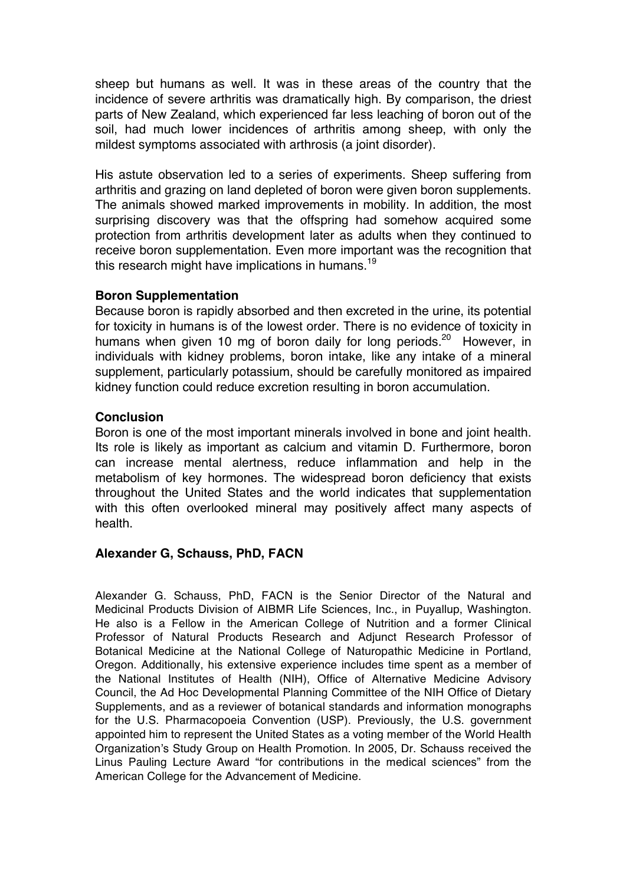sheep but humans as well. It was in these areas of the country that the incidence of severe arthritis was dramatically high. By comparison, the driest parts of New Zealand, which experienced far less leaching of boron out of the soil, had much lower incidences of arthritis among sheep, with only the mildest symptoms associated with arthrosis (a joint disorder).

His astute observation led to a series of experiments. Sheep suffering from arthritis and grazing on land depleted of boron were given boron supplements. The animals showed marked improvements in mobility. In addition, the most surprising discovery was that the offspring had somehow acquired some protection from arthritis development later as adults when they continued to receive boron supplementation. Even more important was the recognition that this research might have implications in humans.[19]

### Boron Supplementation

Because boron is rapidly absorbed and then excreted in the urine, its potential for toxicity in humans is of the lowest order. There is no evidence of toxicity in humans when given 10 mg of boron daily for long periods.[20] However, in individuals with kidney problems, boron intake, like any intake of a mineral supplement, particularly potassium, should be carefully monitored as impaired kidney function could reduce excretion resulting in boron accumulation.

### Conclusion

Boron is one of the most important minerals involved in bone and joint health. Its role is likely as important as calcium and vitamin D. Furthermore, boron can increase mental alertness, reduce inflammation and help in the metabolism of key hormones. The widespread boron deficiency that exists throughout the United States and the world indicates that supplementation with this often overlooked mineral may positively affect many aspects of health.

**Alexander G, Schauss, PhD, FACN**

Alexander G. Schauss, PhD, FACN is the Senior Director of the Natural and Medicinal Products Division of AIBMR Life Sciences, Inc., in Puyallup, Washington. He also is a Fellow in the American College of Nutrition and a former Clinical Professor of Natural Products Research and Adjunct Research Professor of Botanical Medicine at the National College of Naturopathic Medicine in Portland, Oregon. Additionally, his extensive experience includes time spent as a member of the National Institutes of Health (NIH), Office of Alternative Medicine Advisory Council, the Ad Hoc Developmental Planning Committee of the NIH Office of Dietary Supplements, and as a reviewer of botanical standards and information monographs for the U.S. Pharmacopoeia Convention (USP). Previously, the U.S. government appointed him to represent the United States as a voting member of the World Health Organization's Study Group on Health Promotion. In 2005, Dr. Schauss received the Linus Pauling Lecture Award "for contributions in the medical sciences" from the American College for the Advancement of Medicine.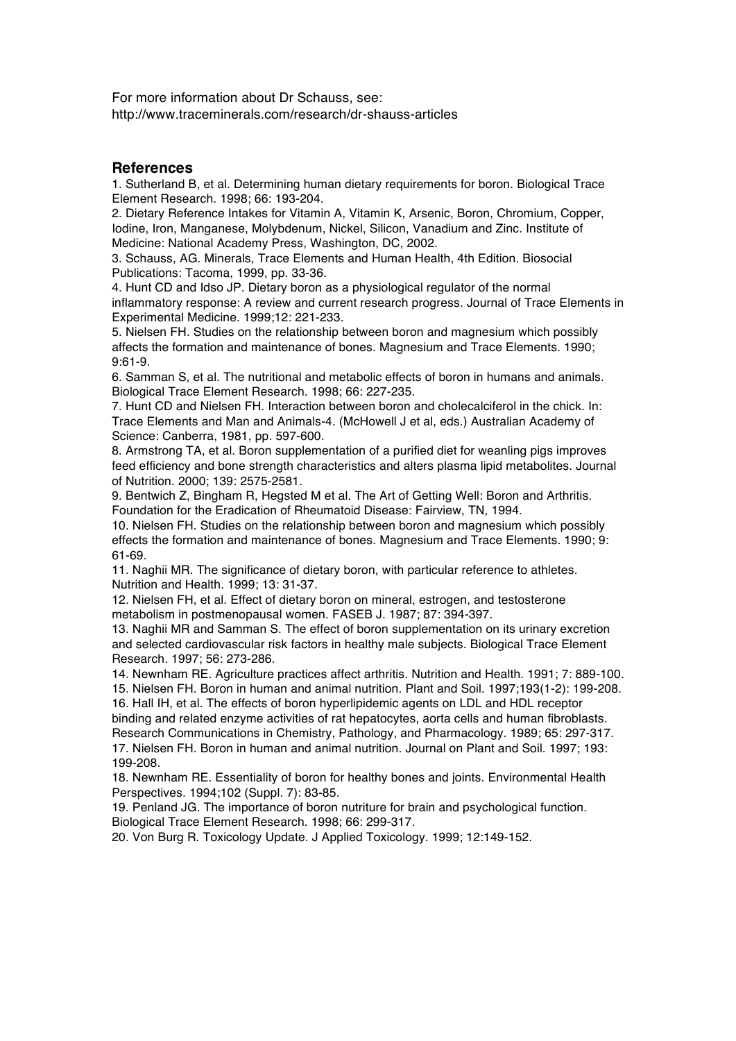For more information about Dr Schauss, see:
http://www.traceminerals.com/research/dr-shauss-articles

## References

1. Sutherland B, et al. Determining human dietary requirements for boron. Biological Trace Element Research. 1998; 66: 193-204.
2. Dietary Reference Intakes for Vitamin A, Vitamin K, Arsenic, Boron, Chromium, Copper, Iodine, Iron, Manganese, Molybdenum, Nickel, Silicon, Vanadium and Zinc. Institute of Medicine: National Academy Press, Washington, DC, 2002.
3. Schauss, AG. Minerals, Trace Elements and Human Health, 4th Edition. Biosocial Publications: Tacoma, 1999, pp. 33-36.
4. Hunt CD and Idso JP. Dietary boron as a physiological regulator of the normal inflammatory response: A review and current research progress. Journal of Trace Elements in Experimental Medicine. 1999;12: 221-233.
5. Nielsen FH. Studies on the relationship between boron and magnesium which possibly affects the formation and maintenance of bones. Magnesium and Trace Elements. 1990; 9:61-9.
6. Samman S, et al. The nutritional and metabolic effects of boron in humans and animals. Biological Trace Element Research. 1998; 66: 227-235.
7. Hunt CD and Nielsen FH. Interaction between boron and cholecalciferol in the chick. In: Trace Elements and Man and Animals-4. (McHowell J et al, eds.) Australian Academy of Science: Canberra, 1981, pp. 597-600.
8. Armstrong TA, et al. Boron supplementation of a purified diet for weanling pigs improves feed efficiency and bone strength characteristics and alters plasma lipid metabolites. Journal of Nutrition. 2000; 139: 2575-2581.
9. Bentwich Z, Bingham R, Hegsted M et al. The Art of Getting Well: Boron and Arthritis. Foundation for the Eradication of Rheumatoid Disease: Fairview, TN, 1994.
10. Nielsen FH. Studies on the relationship between boron and magnesium which possibly effects the formation and maintenance of bones. Magnesium and Trace Elements. 1990; 9: 61-69.
11. Naghii MR. The significance of dietary boron, with particular reference to athletes. Nutrition and Health. 1999; 13: 31-37.
12. Nielsen FH, et al. Effect of dietary boron on mineral, estrogen, and testosterone metabolism in postmenopausal women. FASEB J. 1987; 87: 394-397.
13. Naghii MR and Samman S. The effect of boron supplementation on its urinary excretion and selected cardiovascular risk factors in healthy male subjects. Biological Trace Element Research. 1997; 56: 273-286.
14. Newnham RE. Agriculture practices affect arthritis. Nutrition and Health. 1991; 7: 889-100.
15. Nielsen FH. Boron in human and animal nutrition. Plant and Soil. 1997;193(1-2): 199-208.
16. Hall IH, et al. The effects of boron hyperlipidemic agents on LDL and HDL receptor binding and related enzyme activities of rat hepatocytes, aorta cells and human fibroblasts. Research Communications in Chemistry, Pathology, and Pharmacology. 1989; 65: 297-317.
17. Nielsen FH. Boron in human and animal nutrition. Journal on Plant and Soil. 1997; 193: 199-208.
18. Newnham RE. Essentiality of boron for healthy bones and joints. Environmental Health Perspectives. 1994;102 (Suppl. 7): 83-85.
19. Penland JG. The importance of boron nutriture for brain and psychological function. Biological Trace Element Research. 1998; 66: 299-317.
20. Von Burg R. Toxicology Update. J Applied Toxicology. 1999; 12:149-152.